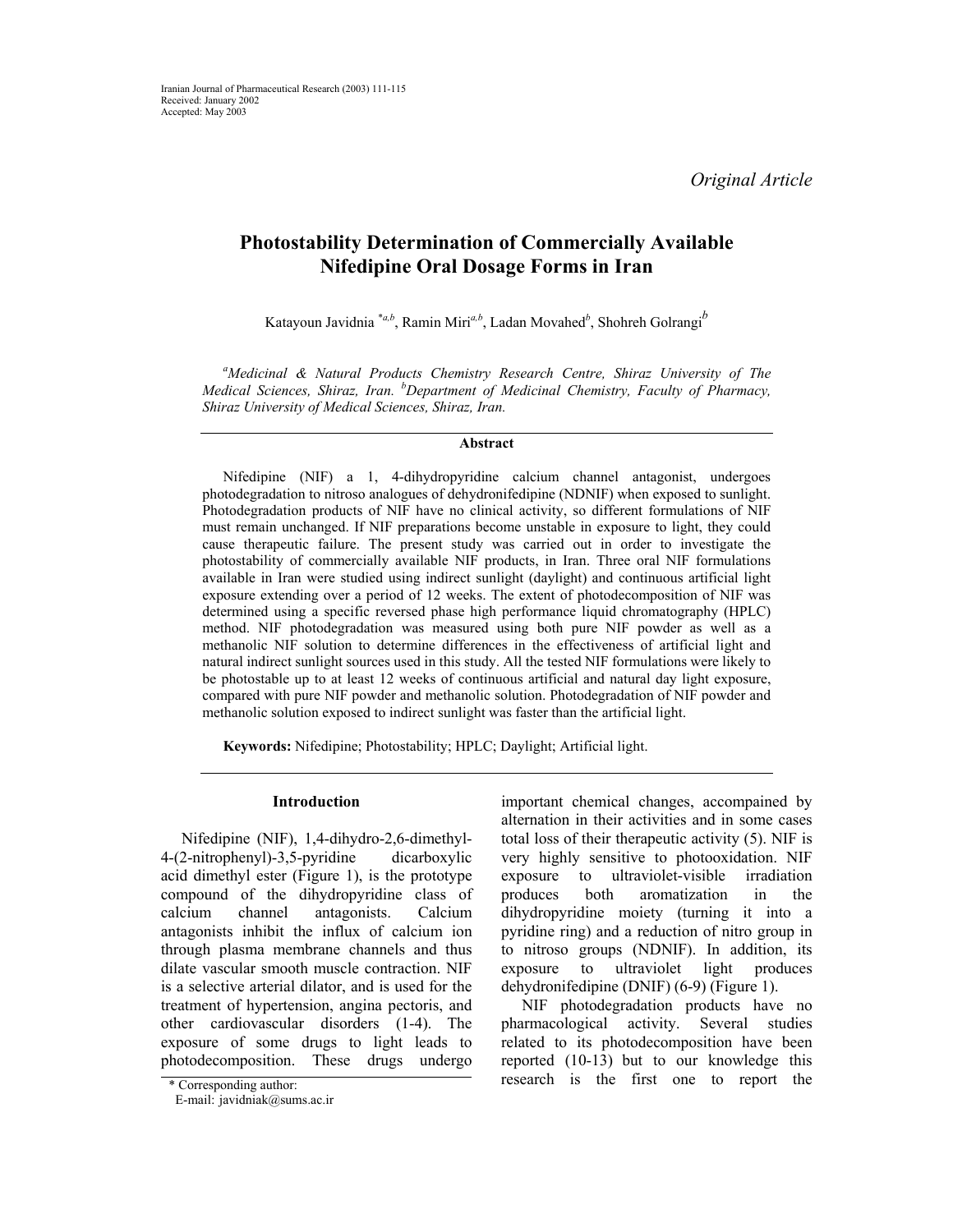Iranian Journal of Pharmaceutical Research (2003) 111-115
Received: January 2002
Accepted: May 2003

*Original Article*

# Photostability Determination of Commercially Available Nifedipine Oral Dosage Forms in Iran

Katayoun Javidnia [*a,b], Ramin Miri[a,b], Ladan Movahed[b], Shohreh Golrangi[b]

[a]*Medicinal & Natural Products Chemistry Research Centre, Shiraz University of The Medical Sciences, Shiraz, Iran.* [b]*Department of Medicinal Chemistry, Faculty of Pharmacy, Shiraz University of Medical Sciences, Shiraz, Iran.*

## Abstract

Nifedipine (NIF) a 1, 4-dihydropyridine calcium channel antagonist, undergoes photodegradation to nitroso analogues of dehydronifedipine (NDNIF) when exposed to sunlight. Photodegradation products of NIF have no clinical activity, so different formulations of NIF must remain unchanged. If NIF preparations become unstable in exposure to light, they could cause therapeutic failure. The present study was carried out in order to investigate the photostability of commercially available NIF products, in Iran. Three oral NIF formulations available in Iran were studied using indirect sunlight (daylight) and continuous artificial light exposure extending over a period of 12 weeks. The extent of photodecomposition of NIF was determined using a specific reversed phase high performance liquid chromatography (HPLC) method. NIF photodegradation was measured using both pure NIF powder as well as a methanolic NIF solution to determine differences in the effectiveness of artificial light and natural indirect sunlight sources used in this study. All the tested NIF formulations were likely to be photostable up to at least 12 weeks of continuous artificial and natural day light exposure, compared with pure NIF powder and methanolic solution. Photodegradation of NIF powder and methanolic solution exposed to indirect sunlight was faster than the artificial light.

**Keywords:** Nifedipine; Photostability; HPLC; Daylight; Artificial light.

## Introduction

Nifedipine (NIF), 1,4-dihydro-2,6-dimethyl-4-(2-nitrophenyl)-3,5-pyridine dicarboxylic acid dimethyl ester (Figure 1), is the prototype compound of the dihydropyridine class of calcium channel antagonists. Calcium antagonists inhibit the influx of calcium ion through plasma membrane channels and thus dilate vascular smooth muscle contraction. NIF is a selective arterial dilator, and is used for the treatment of hypertension, angina pectoris, and other cardiovascular disorders (1-4). The exposure of some drugs to light leads to photodecomposition. These drugs undergo important chemical changes, accompanied by alternation in their activities and in some cases total loss of their therapeutic activity (5). NIF is very highly sensitive to photooxidation. NIF exposure to ultraviolet-visible irradiation produces both aromatization in the dihydropyridine moiety (turning it into a pyridine ring) and a reduction of nitro group in to nitroso groups (NDNIF). In addition, its exposure to ultraviolet light produces dehydronifedipine (DNIF) (6-9) (Figure 1).

NIF photodegradation products have no pharmacological activity. Several studies related to its photodecomposition have been reported (10-13) but to our knowledge this research is the first one to report the

\* Corresponding author:
E-mail: javidniak@sums.ac.ir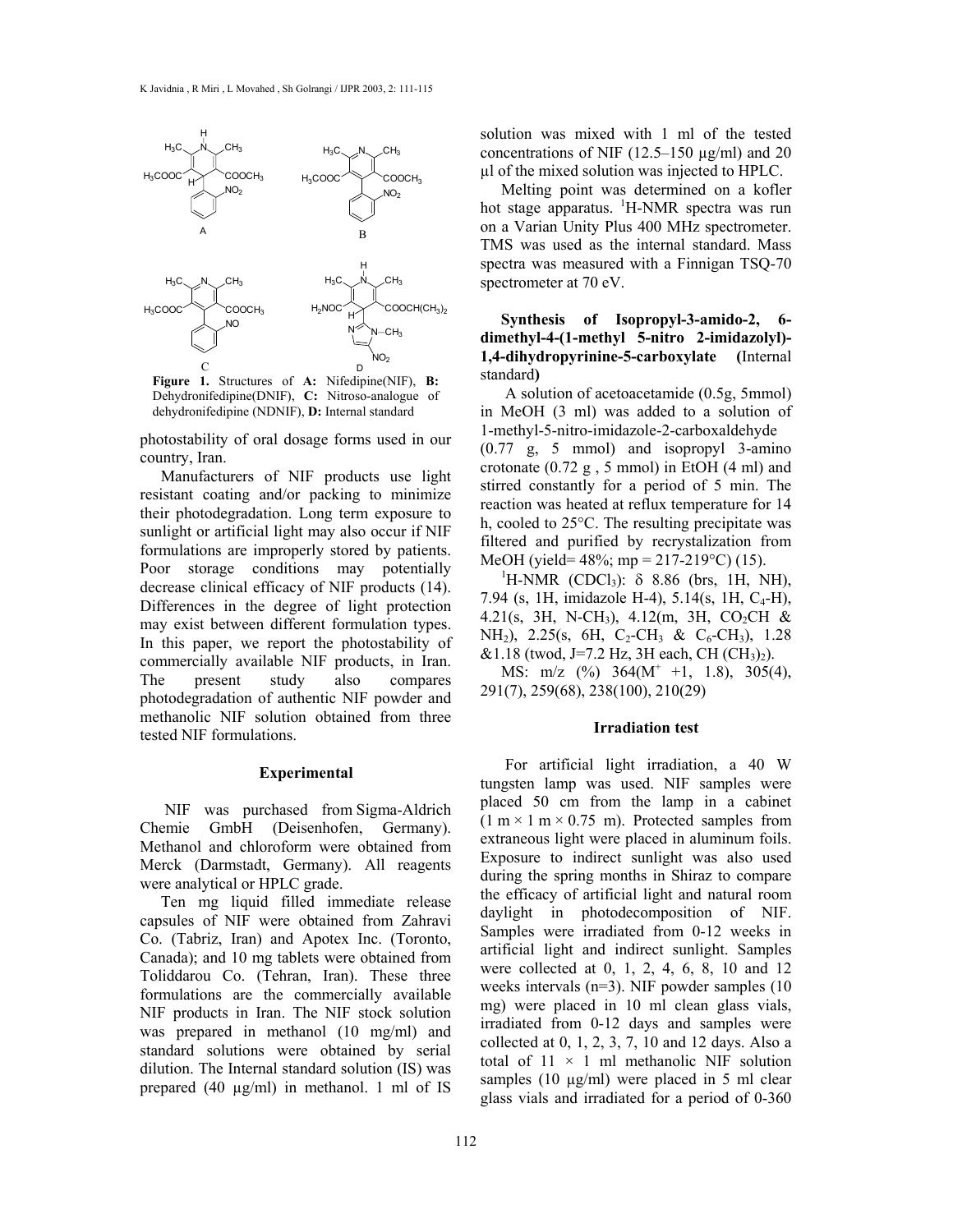**Figure 1.** Structures of **A:** Nifedipine(NIF), **B:** Dehydronifedipine(DNIF), **C:** Nitroso-analogue of dehydronifedipine (NDNIF), **D:** Internal standard

photostability of oral dosage forms used in our country, Iran.

Manufacturers of NIF products use light resistant coating and/or packing to minimize their photodegradation. Long term exposure to sunlight or artificial light may also occur if NIF formulations are improperly stored by patients. Poor storage conditions may potentially decrease clinical efficacy of NIF products (14). Differences in the degree of light protection may exist between different formulation types. In this paper, we report the photostability of commercially available NIF products, in Iran. The present study also compares photodegradation of authentic NIF powder and methanolic NIF solution obtained from three tested NIF formulations.

## Experimental

NIF was purchased from Sigma-Aldrich Chemie GmbH (Deisenhofen, Germany). Methanol and chloroform were obtained from Merck (Darmstadt, Germany). All reagents were analytical or HPLC grade.

Ten mg liquid filled immediate release capsules of NIF were obtained from Zahravi Co. (Tabriz, Iran) and Apotex Inc. (Toronto, Canada); and 10 mg tablets were obtained from Toliddarou Co. (Tehran, Iran). These three formulations are the commercially available NIF products in Iran. The NIF stock solution was prepared in methanol (10 mg/ml) and standard solutions were obtained by serial dilution. The Internal standard solution (IS) was prepared (40 µg/ml) in methanol. 1 ml of IS solution was mixed with 1 ml of the tested concentrations of NIF (12.5–150 µg/ml) and 20 µl of the mixed solution was injected to HPLC.

Melting point was determined on a kofler hot stage apparatus. $^1$H-NMR spectra was run on a Varian Unity Plus 400 MHz spectrometer. TMS was used as the internal standard. Mass spectra was measured with a Finnigan TSQ-70 spectrometer at 70 eV.

### Synthesis of Isopropyl-3-amido-2, 6-dimethyl-4-(1-methyl 5-nitro 2-imidazolyl)-1,4-dihydropyrinine-5-carboxylate (Internal standard)

A solution of acetoacetamide (0.5g, 5mmol) in MeOH (3 ml) was added to a solution of 1-methyl-5-nitro-imidazole-2-carboxaldehyde (0.77 g, 5 mmol) and isopropyl 3-amino crotonate (0.72 g , 5 mmol) in EtOH (4 ml) and stirred constantly for a period of 5 min. The reaction was heated at reflux temperature for 14 h, cooled to 25°C. The resulting precipitate was filtered and purified by recrystalization from MeOH (yield= 48%; mp = 217-219°C) (15).

$^1$H-NMR ($CDCl_3$): δ 8.86 (brs, 1H, NH), 7.94 (s, 1H, imidazole H-4), 5.14(s, 1H, $C_4$-H), 4.21(s, 3H, N-$CH_3$), 4.12(m, 3H, $CO_2CH$ & $NH_2$), 2.25(s, 6H, $C_2$-$CH_3$ & $C_6$-$CH_3$), 1.28 &1.18 (twod, J=7.2 Hz, 3H each, $CH(CH_3)_2$).

MS: m/z (%) 364($M^+$ +1, 1.8), 305(4), 291(7), 259(68), 238(100), 210(29)

## Irradiation test

For artificial light irradiation, a 40 W tungsten lamp was used. NIF samples were placed 50 cm from the lamp in a cabinet (1 m × 1 m × 0.75 m). Protected samples from extraneous light were placed in aluminum foils. Exposure to indirect sunlight was also used during the spring months in Shiraz to compare the efficacy of artificial light and natural room daylight in photodecomposition of NIF. Samples were irradiated from 0-12 weeks in artificial light and indirect sunlight. Samples were collected at 0, 1, 2, 4, 6, 8, 10 and 12 weeks intervals (n=3). NIF powder samples (10 mg) were placed in 10 ml clean glass vials, irradiated from 0-12 days and samples were collected at 0, 1, 2, 3, 7, 10 and 12 days. Also a total of 11 × 1 ml methanolic NIF solution samples (10 µg/ml) were placed in 5 ml clear glass vials and irradiated for a period of 0-360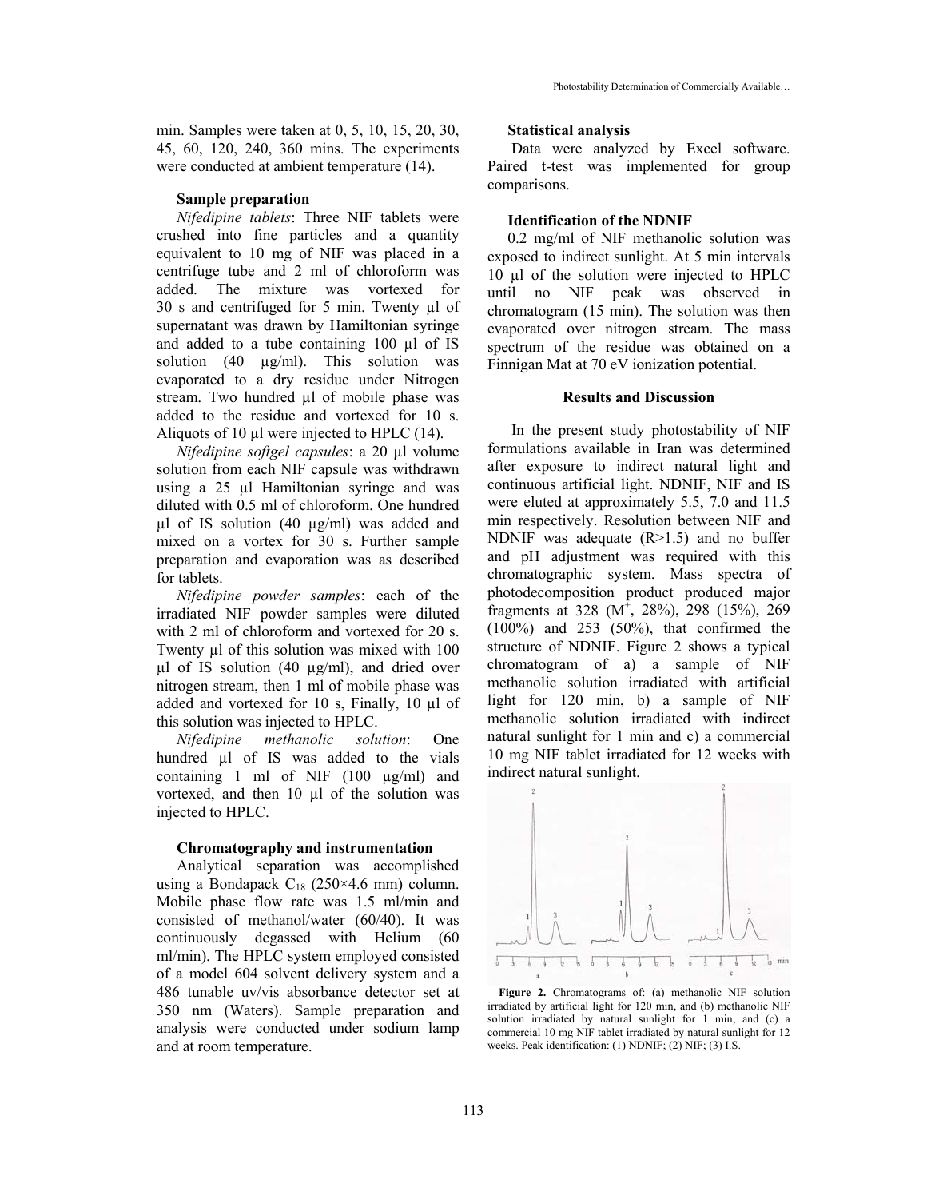min. Samples were taken at 0, 5, 10, 15, 20, 30, 45, 60, 120, 240, 360 mins. The experiments were conducted at ambient temperature (14).

### Sample preparation

*Nifedipine tablets*: Three NIF tablets were crushed into fine particles and a quantity equivalent to 10 mg of NIF was placed in a centrifuge tube and 2 ml of chloroform was added. The mixture was vortexed for 30 s and centrifuged for 5 min. Twenty µl of supernatant was drawn by Hamiltonian syringe and added to a tube containing 100 µl of IS solution (40 µg/ml). This solution was evaporated to a dry residue under Nitrogen stream. Two hundred µl of mobile phase was added to the residue and vortexed for 10 s. Aliquots of 10 µl were injected to HPLC (14).

*Nifedipine softgel capsules*: a 20 µl volume solution from each NIF capsule was withdrawn using a 25 µl Hamiltonian syringe and was diluted with 0.5 ml of chloroform. One hundred µl of IS solution (40 µg/ml) was added and mixed on a vortex for 30 s. Further sample preparation and evaporation was as described for tablets.

*Nifedipine powder samples*: each of the irradiated NIF powder samples were diluted with 2 ml of chloroform and vortexed for 20 s. Twenty µl of this solution was mixed with 100 µl of IS solution (40 µg/ml), and dried over nitrogen stream, then 1 ml of mobile phase was added and vortexed for 10 s, Finally, 10 µl of this solution was injected to HPLC.

*Nifedipine methanolic solution*: One hundred µl of IS was added to the vials containing 1 ml of NIF (100 µg/ml) and vortexed, and then 10 µl of the solution was injected to HPLC.

### Chromatography and instrumentation

Analytical separation was accomplished using a Bondapack $C_{18}$ (250×4.6 mm) column. Mobile phase flow rate was 1.5 ml/min and consisted of methanol/water (60/40). It was continuously degassed with Helium (60 ml/min). The HPLC system employed consisted of a model 604 solvent delivery system and a 486 tunable uv/vis absorbance detector set at 350 nm (Waters). Sample preparation and analysis were conducted under sodium lamp and at room temperature.

### Statistical analysis

Data were analyzed by Excel software. Paired t-test was implemented for group comparisons.

### Identification of the NDNIF

0.2 mg/ml of NIF methanolic solution was exposed to indirect sunlight. At 5 min intervals 10 µl of the solution were injected to HPLC until no NIF peak was observed in chromatogram (15 min). The solution was then evaporated over nitrogen stream. The mass spectrum of the residue was obtained on a Finnigan Mat at 70 eV ionization potential.

## Results and Discussion

In the present study photostability of NIF formulations available in Iran was determined after exposure to indirect natural light and continuous artificial light. NDNIF, NIF and IS were eluted at approximately 5.5, 7.0 and 11.5 min respectively. Resolution between NIF and NDNIF was adequate (R>1.5) and no buffer and pH adjustment was required with this chromatographic system. Mass spectra of photodecomposition product produced major fragments at 328 ($M^+$, 28%), 298 (15%), 269 (100%) and 253 (50%), that confirmed the structure of NDNIF. Figure 2 shows a typical chromatogram of a) a sample of NIF methanolic solution irradiated with artificial light for 120 min, b) a sample of NIF methanolic solution irradiated with indirect natural sunlight for 1 min and c) a commercial 10 mg NIF tablet irradiated for 12 weeks with indirect natural sunlight.

**Figure 2.** Chromatograms of: (a) methanolic NIF solution irradiated by artificial light for 120 min, and (b) methanolic NIF solution irradiated by natural sunlight for 1 min, and (c) a commercial 10 mg NIF tablet irradiated by natural sunlight for 12 weeks. Peak identification: (1) NDNIF; (2) NIF; (3) I.S.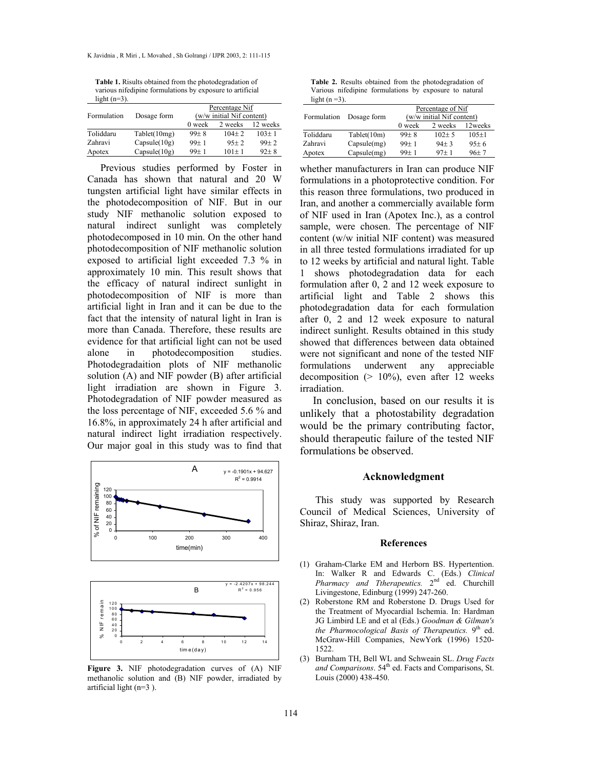**Table 1.** Risults obtained from the photodegradation of various nifedipine formulations by exposure to artificial light (n=3).

| Formulation | Dosage form | Percentage Nif (w/w initial Nif content) | | |
|---|---|---|---|---|
| | | 0 week | 2 weeks | 12 weeks |
| Toliddaru | Tablet(10mg) | 99± 8 | 104± 2 | 103± 1 |
| Zahravi | Capsule(10g) | 99± 1 | 95± 2 | 99± 2 |
| Apotex | Capsule(10g) | 99± 1 | 101± 1 | 92± 8 |

Previous studies performed by Foster in Canada has shown that natural and 20 W tungsten artificial light have similar effects in the photodecomposition of NIF. But in our study NIF methanolic solution exposed to natural indirect sunlight was completely photodecomposed in 10 min. On the other hand photodecomposition of NIF methanolic solution exposed to artificial light exceeded 7.3 % in approximately 10 min. This result shows that the efficacy of natural indirect sunlight in photodecomposition of NIF is more than artificial light in Iran and it can be due to the fact that the intensity of natural light in Iran is more than Canada. Therefore, these results are evidence for that artificial light can not be used alone in photodecomposition studies. Photodegradaition plots of NIF methanolic solution (A) and NIF powder (B) after artificial light irradiation are shown in Figure 3. Photodegradation of NIF powder measured as the loss percentage of NIF, exceeded 5.6 % and 16.8%, in approximately 24 h after artificial and natural indirect light irradiation respectively. Our major goal in this study was to find that

**Figure 3.** NIF photodegradation curves of (A) NIF methanolic solution and (B) NIF powder, irradiated by artificial light (n=3 ).

**Table 2.** Results obtained from the photodegradation of Various nifedipine formulations by exposure to natural light (n =3).

| Formulation | Dosage form | Percentage of Nif (w/w initial Nif content) | | |
|---|---|---|---|---|
| | | 0 week | 2 weeks | 12weeks |
| Toliddaru | Tablet(10m) | 99± 8 | 102± 5 | 105±1 |
| Zahravi | Capsule(mg) | 99± 1 | 94± 3 | 95± 6 |
| Apotex | Capsule(mg) | 99± 1 | 97± 1 | 96± 7 |

whether manufacturers in Iran can produce NIF formulations in a photoprotective condition. For this reason three formulations, two produced in Iran, and another a commercially available form of NIF used in Iran (Apotex Inc.), as a control sample, were chosen. The percentage of NIF content (w/w initial NIF content) was measured in all three tested formulations irradiated for up to 12 weeks by artificial and natural light. Table 1 shows photodegradation data for each formulation after 0, 2 and 12 week exposure to artificial light and Table 2 shows this photodegradation data for each formulation after 0, 2 and 12 week exposure to natural indirect sunlight. Results obtained in this study showed that differences between data obtained were not significant and none of the tested NIF formulations underwent any appreciable decomposition (> 10%), even after 12 weeks irradiation.

In conclusion, based on our results it is unlikely that a photostability degradation would be the primary contributing factor, should therapeutic failure of the tested NIF formulations be observed.

## Acknowledgment

This study was supported by Research Council of Medical Sciences, University of Shiraz, Shiraz, Iran.

## References

(1) Graham-Clarke EM and Herborn BS. Hypertention. In: Walker R and Edwards C. (Eds.) *Clinical Pharmacy and Ttherapeutics.* 2nd ed. Churchill Livingestone, Edinburg (1999) 247-260.

(2) Roberstone RM and Roberstone D. Drugs Used for the Treatment of Myocardial Ischemia. In: Hardman JG Limbird LE and et al (Eds.) *Goodman & Gilman's the Pharmocological Basis of Therapeutics.* 9th ed. McGraw-Hill Companies, NewYork (1996) 1520-1522.

(3) Burnham TH, Bell WL and Schweain SL. *Drug Facts and Comparisons*. 54th ed. Facts and Comparisons, St. Louis (2000) 438-450.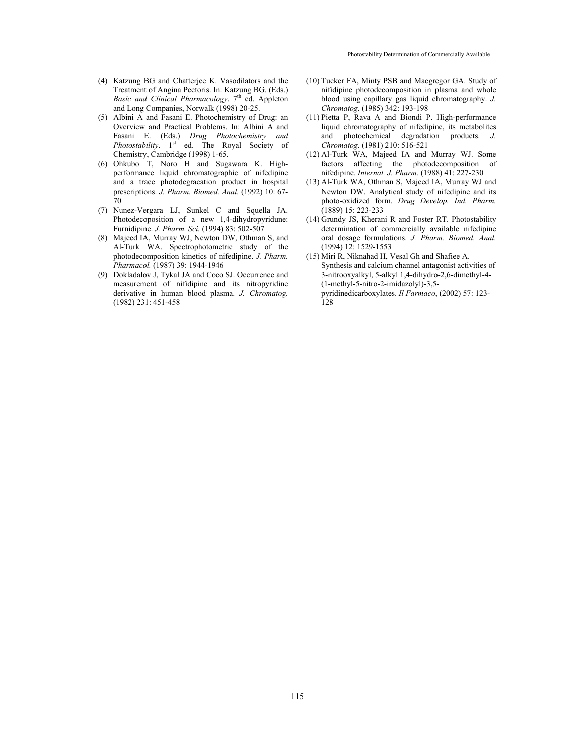(4) Katzung BG and Chatterjee K. Vasodilators and the Treatment of Angina Pectoris. In: Katzung BG. (Eds.) *Basic and Clinical Pharmacology*. 7th ed. Appleton and Long Companies, Norwalk (1998) 20-25.

(5) Albini A and Fasani E. Photochemistry of Drug: an Overview and Practical Problems. In: Albini A and Fasani E. (Eds.) *Drug Photochemistry and Photostability*. 1st ed. The Royal Society of Chemistry, Cambridge (1998) 1-65.

(6) Ohkubo T, Noro H and Sugawara K. High-performance liquid chromatographic of nifedipine and a trace photodegracation product in hospital prescriptions. *J. Pharm. Biomed. Anal.* (1992) 10: 67-70

(7) Nunez-Vergara LJ, Sunkel C and Squella JA. Photodecoposition of a new 1,4-dihydropyridune: Furnidipine. *J. Pharm. Sci.* (1994) 83: 502-507

(8) Majeed IA, Murray WJ, Newton DW, Othman S, and Al-Turk WA. Spectrophotometric study of the photodecomposition kinetics of nifedipine. *J. Pharm. Pharmacol.* (1987) 39: 1944-1946

(9) Dokladalov J, Tykal JA and Coco SJ. Occurrence and measurement of nifidipine and its nitropyridine derivative in human blood plasma. *J. Chromatog.* (1982) 231: 451-458

(10) Tucker FA, Minty PSB and Macgregor GA. Study of nifidipine photodecomposition in plasma and whole blood using capillary gas liquid chromatography. *J. Chromatog.* (1985) 342: 193-198

(11) Pietta P, Rava A and Biondi P. High-performance liquid chromatography of nifedipine, its metabolites and photochemical degradation products. *J. Chromatog.* (1981) 210: 516-521

(12) Al-Turk WA, Majeed IA and Murray WJ. Some factors affecting the photodecomposition of nifedipine. *Internat. J. Pharm.* (1988) 41: 227-230

(13) Al-Turk WA, Othman S, Majeed IA, Murray WJ and Newton DW. Analytical study of nifedipine and its photo-oxidized form. *Drug Develop. Ind. Pharm.* (1889) 15: 223-233

(14) Grundy JS, Kherani R and Foster RT. Photostability determination of commercially available nifedipine oral dosage formulations. *J. Pharm. Biomed. Anal.* (1994) 12: 1529-1553

(15) Miri R, Niknahad H, Vesal Gh and Shafiee A. Synthesis and calcium channel antagonist activities of 3-nitrooxyalkyl, 5-alkyl 1,4-dihydro-2,6-dimethyl-4-(1-methyl-5-nitro-2-imidazolyl)-3,5-pyridinedicarboxylates. *Il Farmaco*, (2002) 57: 123-128